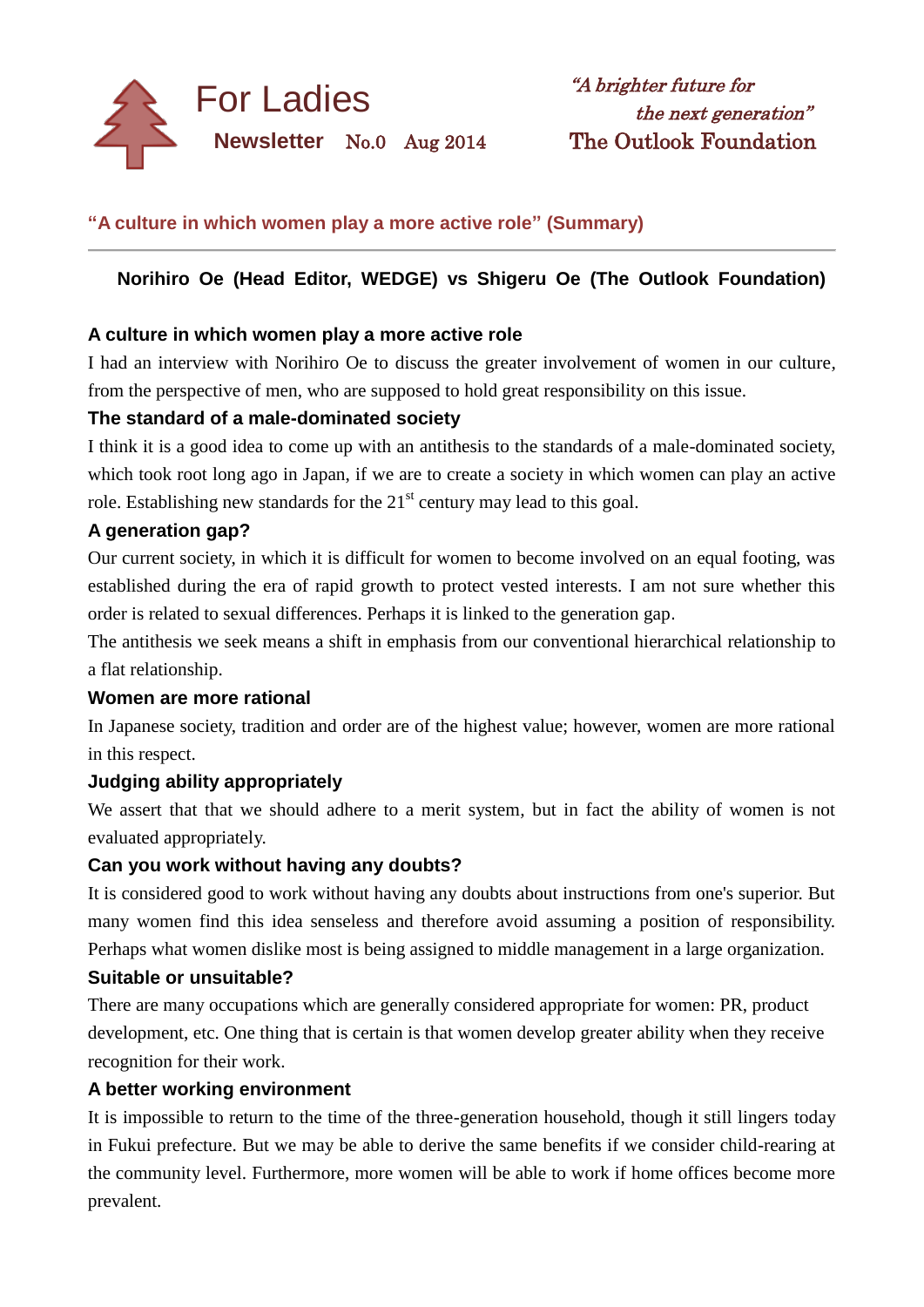# For Ladies

**Newsletter** No.0 Aug 2014

*"A brighter future for the next generation"*
The Outlook Foundation

## "A culture in which women play a more active role" (Summary)

**Norihiro Oe (Head Editor, WEDGE) vs Shigeru Oe (The Outlook Foundation)**

### A culture in which women play a more active role

I had an interview with Norihiro Oe to discuss the greater involvement of women in our culture, from the perspective of men, who are supposed to hold great responsibility on this issue.

### The standard of a male-dominated society

I think it is a good idea to come up with an antithesis to the standards of a male-dominated society, which took root long ago in Japan, if we are to create a society in which women can play an active role. Establishing new standards for the 21st century may lead to this goal.

### A generation gap?

Our current society, in which it is difficult for women to become involved on an equal footing, was established during the era of rapid growth to protect vested interests. I am not sure whether this order is related to sexual differences. Perhaps it is linked to the generation gap.

The antithesis we seek means a shift in emphasis from our conventional hierarchical relationship to a flat relationship.

### Women are more rational

In Japanese society, tradition and order are of the highest value; however, women are more rational in this respect.

### Judging ability appropriately

We assert that that we should adhere to a merit system, but in fact the ability of women is not evaluated appropriately.

### Can you work without having any doubts?

It is considered good to work without having any doubts about instructions from one's superior. But many women find this idea senseless and therefore avoid assuming a position of responsibility. Perhaps what women dislike most is being assigned to middle management in a large organization.

### Suitable or unsuitable?

There are many occupations which are generally considered appropriate for women: PR, product development, etc. One thing that is certain is that women develop greater ability when they receive recognition for their work.

### A better working environment

It is impossible to return to the time of the three-generation household, though it still lingers today in Fukui prefecture. But we may be able to derive the same benefits if we consider child-rearing at the community level. Furthermore, more women will be able to work if home offices become more prevalent.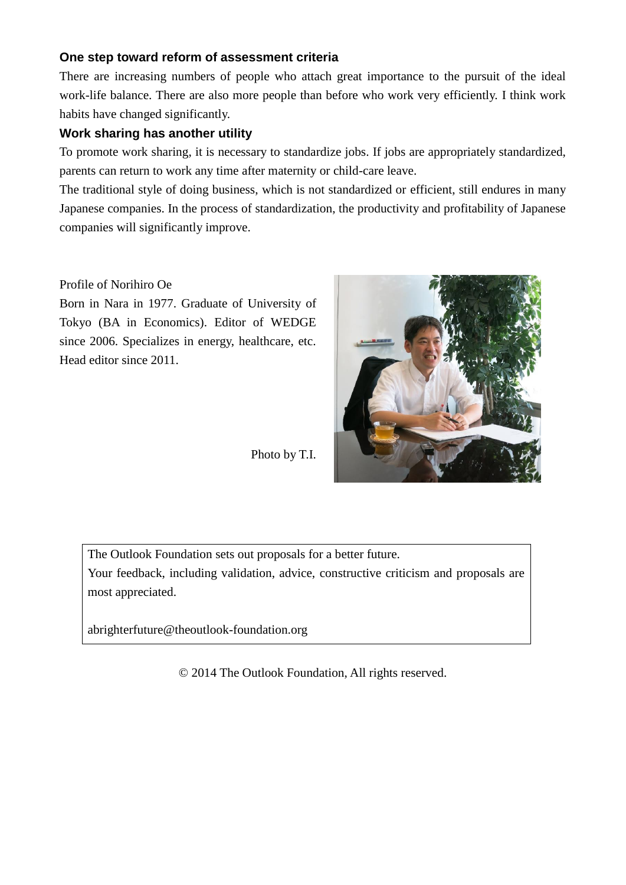### One step toward reform of assessment criteria

There are increasing numbers of people who attach great importance to the pursuit of the ideal work-life balance. There are also more people than before who work very efficiently. I think work habits have changed significantly.

### Work sharing has another utility

To promote work sharing, it is necessary to standardize jobs. If jobs are appropriately standardized, parents can return to work any time after maternity or child-care leave.

The traditional style of doing business, which is not standardized or efficient, still endures in many Japanese companies. In the process of standardization, the productivity and profitability of Japanese companies will significantly improve.

Profile of Norihiro Oe

Born in Nara in 1977. Graduate of University of Tokyo (BA in Economics). Editor of WEDGE since 2006. Specializes in energy, healthcare, etc. Head editor since 2011.

Photo by T.I.

The Outlook Foundation sets out proposals for a better future.

Your feedback, including validation, advice, constructive criticism and proposals are most appreciated.

abrighterfuture@theoutlook-foundation.org

© 2014 The Outlook Foundation, All rights reserved.